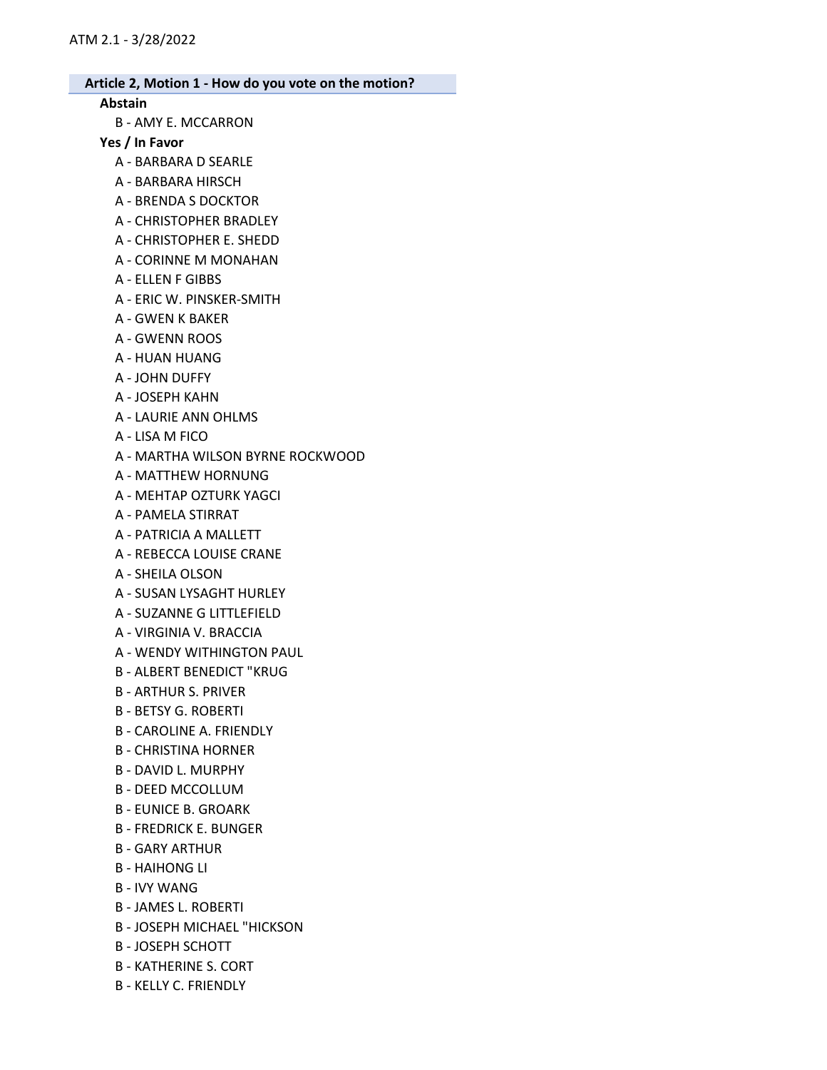ATM 2.1 - 3/28/2022

**Article 2, Motion 1 - How do you vote on the motion?**

**Abstain**

B - AMY E. MCCARRON

**Yes / In Favor**

A - BARBARA D SEARLE
A - BARBARA HIRSCH
A - BRENDA S DOCKTOR
A - CHRISTOPHER BRADLEY
A - CHRISTOPHER E. SHEDD
A - CORINNE M MONAHAN
A - ELLEN F GIBBS
A - ERIC W. PINSKER-SMITH
A - GWEN K BAKER
A - GWENN ROOS
A - HUAN HUANG
A - JOHN DUFFY
A - JOSEPH KAHN
A - LAURIE ANN OHLMS
A - LISA M FICO
A - MARTHA WILSON BYRNE ROCKWOOD
A - MATTHEW HORNUNG
A - MEHTAP OZTURK YAGCI
A - PAMELA STIRRAT
A - PATRICIA A MALLETT
A - REBECCA LOUISE CRANE
A - SHEILA OLSON
A - SUSAN LYSAGHT HURLEY
A - SUZANNE G LITTLEFIELD
A - VIRGINIA V. BRACCIA
A - WENDY WITHINGTON PAUL
B - ALBERT BENEDICT "KRUG
B - ARTHUR S. PRIVER
B - BETSY G. ROBERTI
B - CAROLINE A. FRIENDLY
B - CHRISTINA HORNER
B - DAVID L. MURPHY
B - DEED MCCOLLUM
B - EUNICE B. GROARK
B - FREDRICK E. BUNGER
B - GARY ARTHUR
B - HAIHONG LI
B - IVY WANG
B - JAMES L. ROBERTI
B - JOSEPH MICHAEL "HICKSON
B - JOSEPH SCHOTT
B - KATHERINE S. CORT
B - KELLY C. FRIENDLY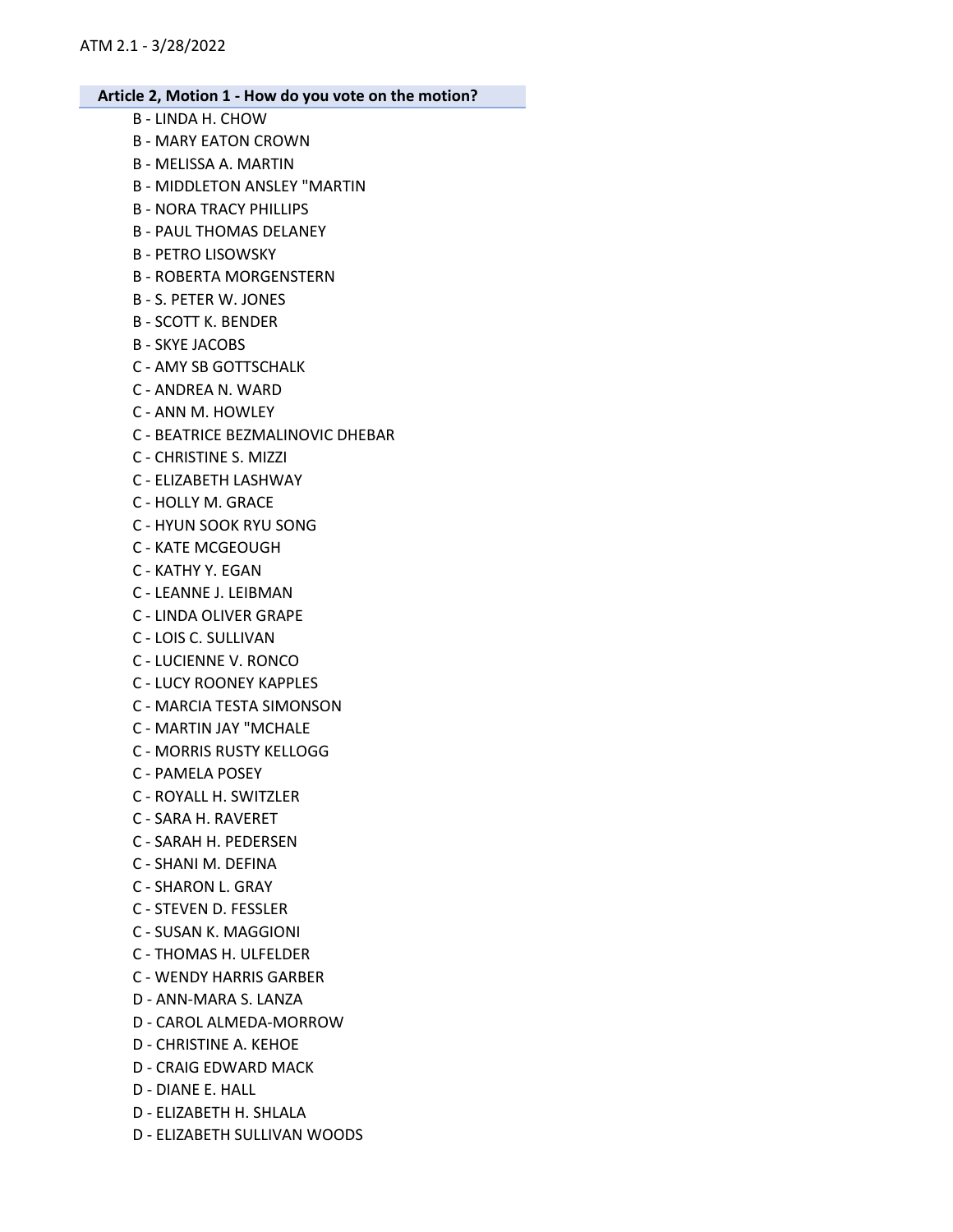**Article 2, Motion 1 - How do you vote on the motion?**

B - LINDA H. CHOW
B - MARY EATON CROWN
B - MELISSA A. MARTIN
B - MIDDLETON ANSLEY "MARTIN
B - NORA TRACY PHILLIPS
B - PAUL THOMAS DELANEY
B - PETRO LISOWSKY
B - ROBERTA MORGENSTERN
B - S. PETER W. JONES
B - SCOTT K. BENDER
B - SKYE JACOBS
C - AMY SB GOTTSCHALK
C - ANDREA N. WARD
C - ANN M. HOWLEY
C - BEATRICE BEZMALINOVIC DHEBAR
C - CHRISTINE S. MIZZI
C - ELIZABETH LASHWAY
C - HOLLY M. GRACE
C - HYUN SOOK RYU SONG
C - KATE MCGEOUGH
C - KATHY Y. EGAN
C - LEANNE J. LEIBMAN
C - LINDA OLIVER GRAPE
C - LOIS C. SULLIVAN
C - LUCIENNE V. RONCO
C - LUCY ROONEY KAPPLES
C - MARCIA TESTA SIMONSON
C - MARTIN JAY "MCHALE
C - MORRIS RUSTY KELLOGG
C - PAMELA POSEY
C - ROYALL H. SWITZLER
C - SARA H. RAVERET
C - SARAH H. PEDERSEN
C - SHANI M. DEFINA
C - SHARON L. GRAY
C - STEVEN D. FESSLER
C - SUSAN K. MAGGIONI
C - THOMAS H. ULFELDER
C - WENDY HARRIS GARBER
D - ANN-MARA S. LANZA
D - CAROL ALMEDA-MORROW
D - CHRISTINE A. KEHOE
D - CRAIG EDWARD MACK
D - DIANE E. HALL
D - ELIZABETH H. SHLALA
D - ELIZABETH SULLIVAN WOODS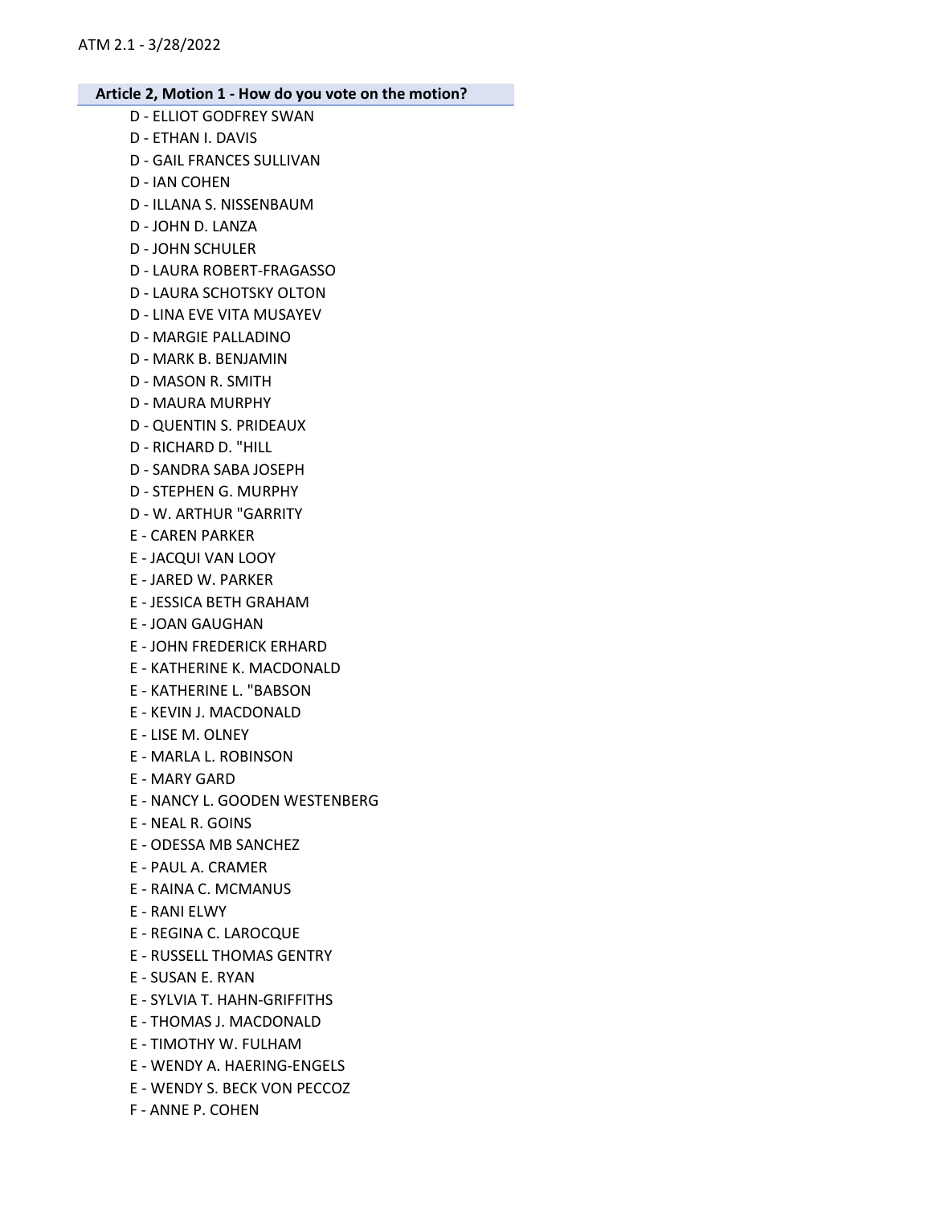**Article 2, Motion 1 - How do you vote on the motion?**

D - ELLIOT GODFREY SWAN
D - ETHAN I. DAVIS
D - GAIL FRANCES SULLIVAN
D - IAN COHEN
D - ILLANA S. NISSENBAUM
D - JOHN D. LANZA
D - JOHN SCHULER
D - LAURA ROBERT-FRAGASSO
D - LAURA SCHOTSKY OLTON
D - LINA EVE VITA MUSAYEV
D - MARGIE PALLADINO
D - MARK B. BENJAMIN
D - MASON R. SMITH
D - MAURA MURPHY
D - QUENTIN S. PRIDEAUX
D - RICHARD D. "HILL
D - SANDRA SABA JOSEPH
D - STEPHEN G. MURPHY
D - W. ARTHUR "GARRITY
E - CAREN PARKER
E - JACQUI VAN LOOY
E - JARED W. PARKER
E - JESSICA BETH GRAHAM
E - JOAN GAUGHAN
E - JOHN FREDERICK ERHARD
E - KATHERINE K. MACDONALD
E - KATHERINE L. "BABSON
E - KEVIN J. MACDONALD
E - LISE M. OLNEY
E - MARLA L. ROBINSON
E - MARY GARD
E - NANCY L. GOODEN WESTENBERG
E - NEAL R. GOINS
E - ODESSA MB SANCHEZ
E - PAUL A. CRAMER
E - RAINA C. MCMANUS
E - RANI ELWY
E - REGINA C. LAROCQUE
E - RUSSELL THOMAS GENTRY
E - SUSAN E. RYAN
E - SYLVIA T. HAHN-GRIFFITHS
E - THOMAS J. MACDONALD
E - TIMOTHY W. FULHAM
E - WENDY A. HAERING-ENGELS
E - WENDY S. BECK VON PECCOZ
F - ANNE P. COHEN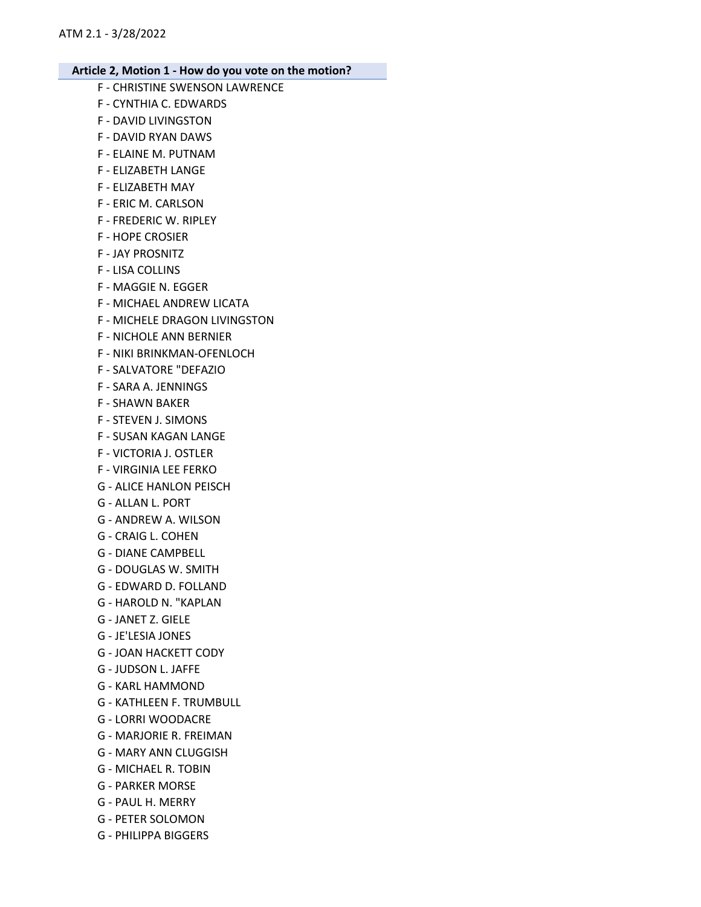## Article 2, Motion 1 - How do you vote on the motion?

F - CHRISTINE SWENSON LAWRENCE
F - CYNTHIA C. EDWARDS
F - DAVID LIVINGSTON
F - DAVID RYAN DAWS
F - ELAINE M. PUTNAM
F - ELIZABETH LANGE
F - ELIZABETH MAY
F - ERIC M. CARLSON
F - FREDERIC W. RIPLEY
F - HOPE CROSIER
F - JAY PROSNITZ
F - LISA COLLINS
F - MAGGIE N. EGGER
F - MICHAEL ANDREW LICATA
F - MICHELE DRAGON LIVINGSTON
F - NICHOLE ANN BERNIER
F - NIKI BRINKMAN-OFENLOCH
F - SALVATORE "DEFAZIO
F - SARA A. JENNINGS
F - SHAWN BAKER
F - STEVEN J. SIMONS
F - SUSAN KAGAN LANGE
F - VICTORIA J. OSTLER
F - VIRGINIA LEE FERKO
G - ALICE HANLON PEISCH
G - ALLAN L. PORT
G - ANDREW A. WILSON
G - CRAIG L. COHEN
G - DIANE CAMPBELL
G - DOUGLAS W. SMITH
G - EDWARD D. FOLLAND
G - HAROLD N. "KAPLAN
G - JANET Z. GIELE
G - JE'LESIA JONES
G - JOAN HACKETT CODY
G - JUDSON L. JAFFE
G - KARL HAMMOND
G - KATHLEEN F. TRUMBULL
G - LORRI WOODACRE
G - MARJORIE R. FREIMAN
G - MARY ANN CLUGGISH
G - MICHAEL R. TOBIN
G - PARKER MORSE
G - PAUL H. MERRY
G - PETER SOLOMON
G - PHILIPPA BIGGERS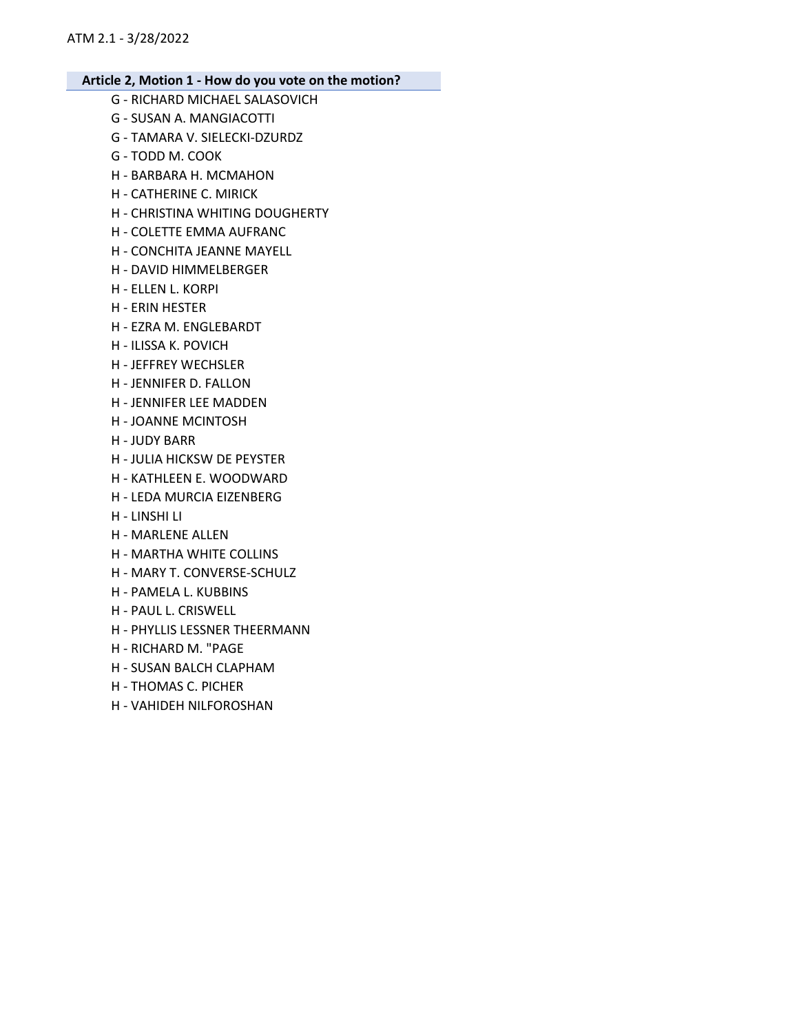**Article 2, Motion 1 - How do you vote on the motion?**

G - RICHARD MICHAEL SALASOVICH
G - SUSAN A. MANGIACOTTI
G - TAMARA V. SIELECKI-DZURDZ
G - TODD M. COOK
H - BARBARA H. MCMAHON
H - CATHERINE C. MIRICK
H - CHRISTINA WHITING DOUGHERTY
H - COLETTE EMMA AUFRANC
H - CONCHITA JEANNE MAYELL
H - DAVID HIMMELBERGER
H - ELLEN L. KORPI
H - ERIN HESTER
H - EZRA M. ENGLEBARDT
H - ILISSA K. POVICH
H - JEFFREY WECHSLER
H - JENNIFER D. FALLON
H - JENNIFER LEE MADDEN
H - JOANNE MCINTOSH
H - JUDY BARR
H - JULIA HICKSW DE PEYSTER
H - KATHLEEN E. WOODWARD
H - LEDA MURCIA EIZENBERG
H - LINSHI LI
H - MARLENE ALLEN
H - MARTHA WHITE COLLINS
H - MARY T. CONVERSE-SCHULZ
H - PAMELA L. KUBBINS
H - PAUL L. CRISWELL
H - PHYLLIS LESSNER THEERMANN
H - RICHARD M. "PAGE
H - SUSAN BALCH CLAPHAM
H - THOMAS C. PICHER
H - VAHIDEH NILFOROSHAN